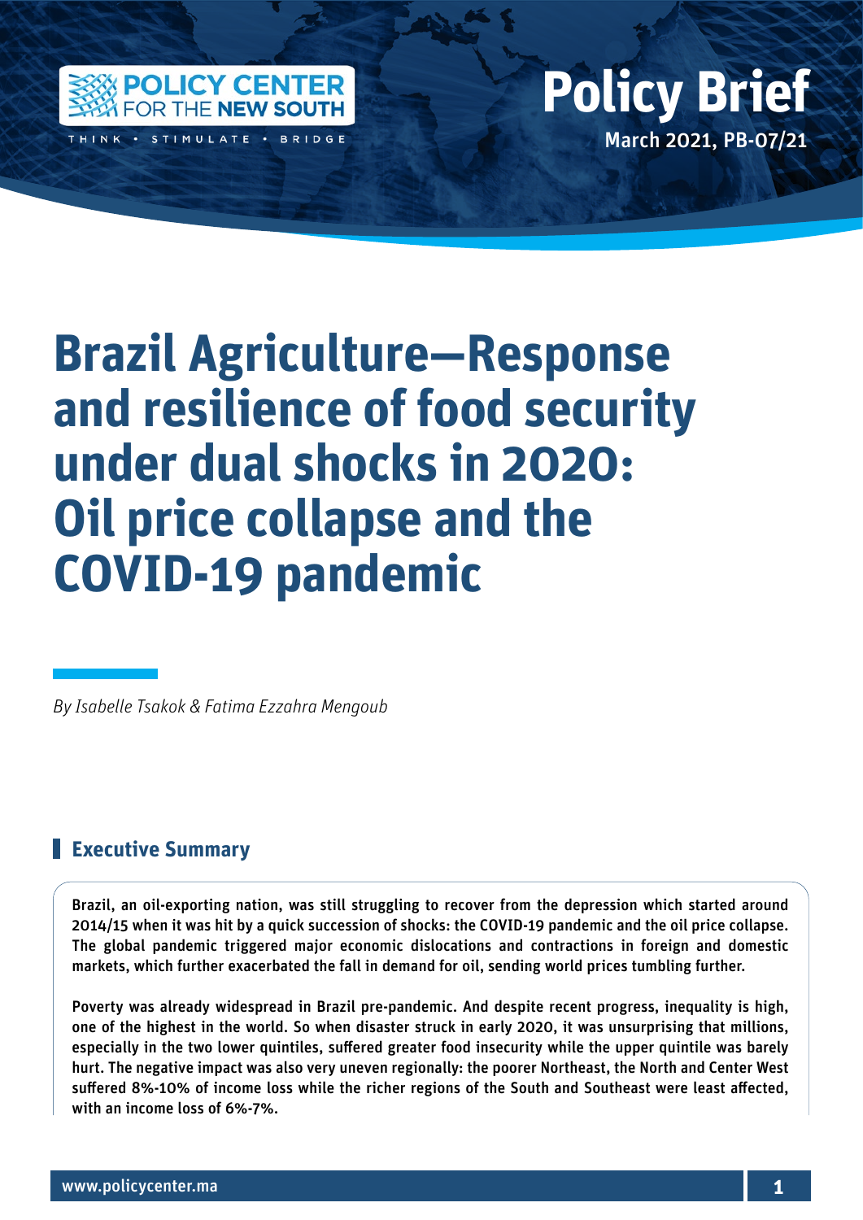# Brazil Agriculture—Response and resilience of food security under dual shocks in 2020: Oil price collapse and the COVID-19 pandemic

*By Isabelle Tsakok & Fatima Ezzahra Mengoub*

## Executive Summary

**Brazil, an oil-exporting nation, was still struggling to recover from the depression which started around 2014/15 when it was hit by a quick succession of shocks: the COVID-19 pandemic and the oil price collapse. The global pandemic triggered major economic dislocations and contractions in foreign and domestic markets, which further exacerbated the fall in demand for oil, sending world prices tumbling further.**

**Poverty was already widespread in Brazil pre-pandemic. And despite recent progress, inequality is high, one of the highest in the world. So when disaster struck in early 2020, it was unsurprising that millions, especially in the two lower quintiles, suffered greater food insecurity while the upper quintile was barely hurt. The negative impact was also very uneven regionally: the poorer Northeast, the North and Center West suffered 8%-10% of income loss while the richer regions of the South and Southeast were least affected, with an income loss of 6%-7%.**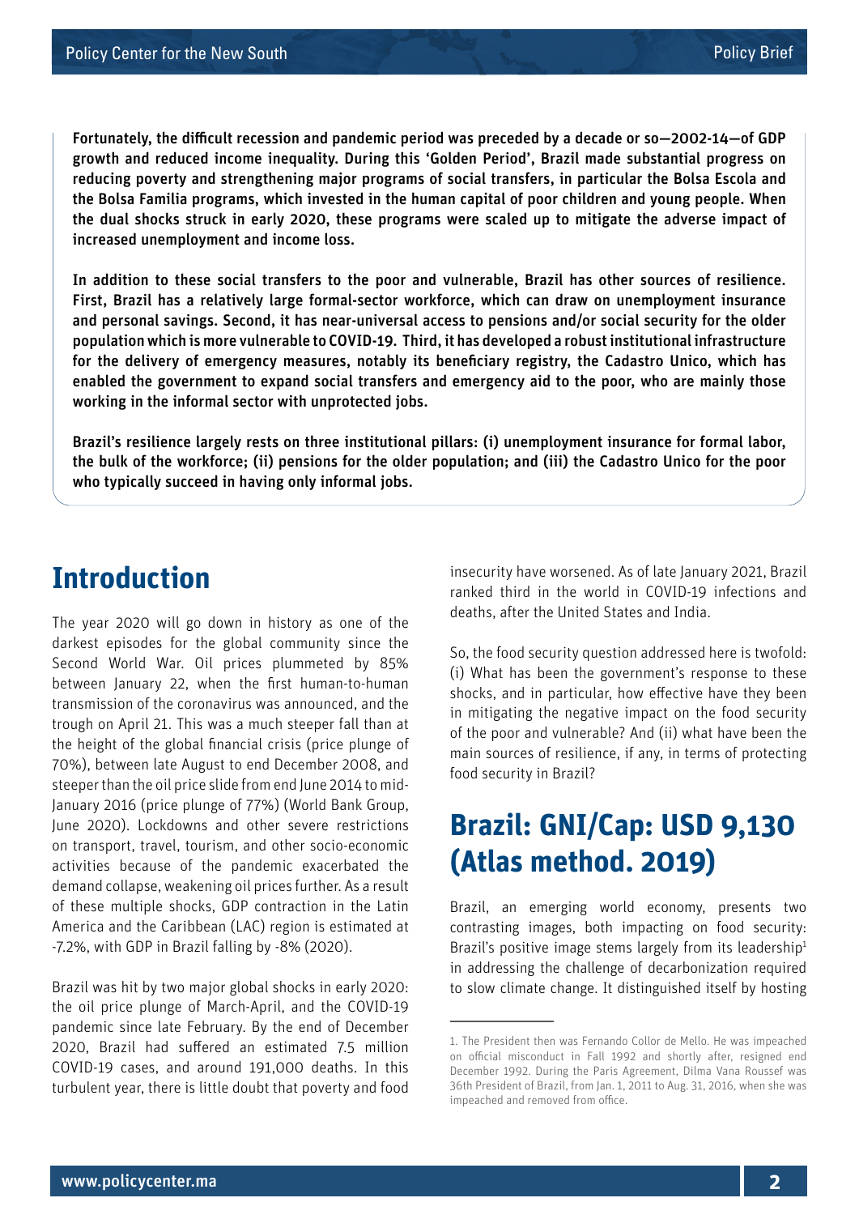**Fortunately, the difficult recession and pandemic period was preceded by a decade or so—2002-14—of GDP growth and reduced income inequality. During this 'Golden Period', Brazil made substantial progress on reducing poverty and strengthening major programs of social transfers, in particular the Bolsa Escola and the Bolsa Familia programs, which invested in the human capital of poor children and young people. When the dual shocks struck in early 2020, these programs were scaled up to mitigate the adverse impact of increased unemployment and income loss.**

**In addition to these social transfers to the poor and vulnerable, Brazil has other sources of resilience. First, Brazil has a relatively large formal-sector workforce, which can draw on unemployment insurance and personal savings. Second, it has near-universal access to pensions and/or social security for the older population which is more vulnerable to COVID-19. Third, it has developed a robust institutional infrastructure for the delivery of emergency measures, notably its beneficiary registry, the Cadastro Unico, which has enabled the government to expand social transfers and emergency aid to the poor, who are mainly those working in the informal sector with unprotected jobs.**

**Brazil's resilience largely rests on three institutional pillars: (i) unemployment insurance for formal labor, the bulk of the workforce; (ii) pensions for the older population; and (iii) the Cadastro Unico for the poor who typically succeed in having only informal jobs.**

## Introduction

The year 2020 will go down in history as one of the darkest episodes for the global community since the Second World War. Oil prices plummeted by 85% between January 22, when the first human-to-human transmission of the coronavirus was announced, and the trough on April 21. This was a much steeper fall than at the height of the global financial crisis (price plunge of 70%), between late August to end December 2008, and steeper than the oil price slide from end June 2014 to mid-January 2016 (price plunge of 77%) (World Bank Group, June 2020). Lockdowns and other severe restrictions on transport, travel, tourism, and other socio-economic activities because of the pandemic exacerbated the demand collapse, weakening oil prices further. As a result of these multiple shocks, GDP contraction in the Latin America and the Caribbean (LAC) region is estimated at -7.2%, with GDP in Brazil falling by -8% (2020).

Brazil was hit by two major global shocks in early 2020: the oil price plunge of March-April, and the COVID-19 pandemic since late February. By the end of December 2020, Brazil had suffered an estimated 7.5 million COVID-19 cases, and around 191,000 deaths. In this turbulent year, there is little doubt that poverty and food insecurity have worsened. As of late January 2021, Brazil ranked third in the world in COVID-19 infections and deaths, after the United States and India.

So, the food security question addressed here is twofold: (i) What has been the government's response to these shocks, and in particular, how effective have they been in mitigating the negative impact on the food security of the poor and vulnerable? And (ii) what have been the main sources of resilience, if any, in terms of protecting food security in Brazil?

## Brazil: GNI/Cap: USD 9,130 (Atlas method. 2019)

Brazil, an emerging world economy, presents two contrasting images, both impacting on food security: Brazil's positive image stems largely from its leadership[1] in addressing the challenge of decarbonization required to slow climate change. It distinguished itself by hosting

1. The President then was Fernando Collor de Mello. He was impeached on official misconduct in Fall 1992 and shortly after, resigned end December 1992. During the Paris Agreement, Dilma Vana Roussef was 36th President of Brazil, from Jan. 1, 2011 to Aug. 31, 2016, when she was impeached and removed from office.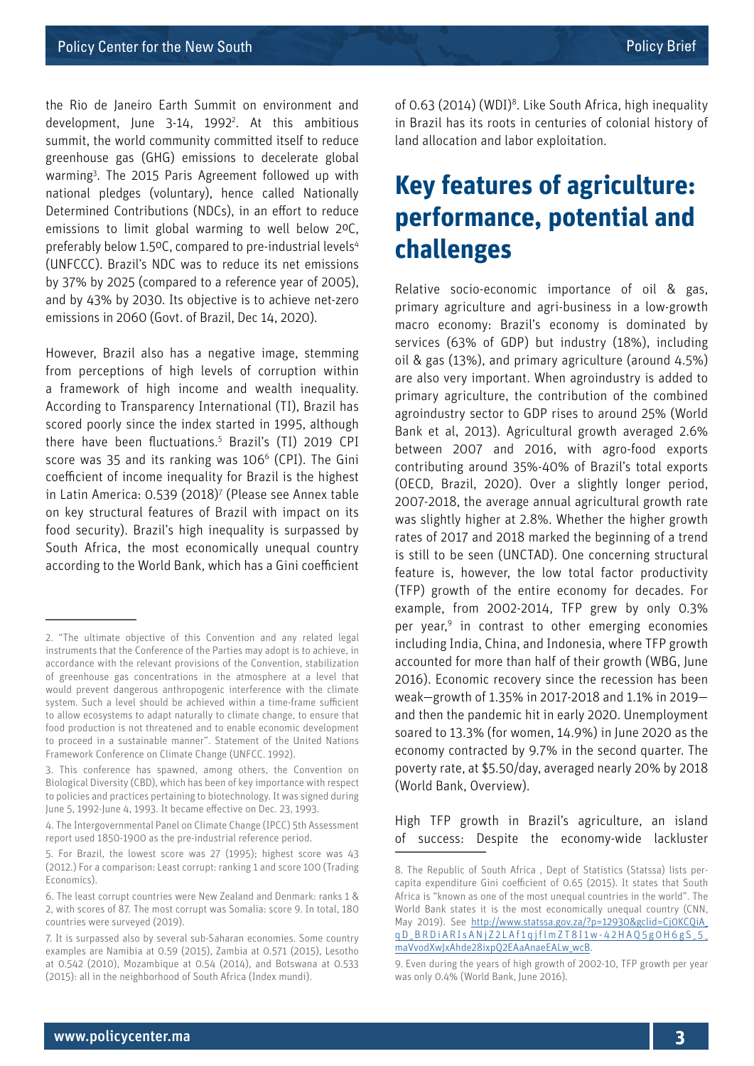the Rio de Janeiro Earth Summit on environment and development, June 3-14, 1992[2]. At this ambitious summit, the world community committed itself to reduce greenhouse gas (GHG) emissions to decelerate global warming[3]. The 2015 Paris Agreement followed up with national pledges (voluntary), hence called Nationally Determined Contributions (NDCs), in an effort to reduce emissions to limit global warming to well below 2ºC, preferably below 1.5ºC, compared to pre-industrial levels[4] (UNFCCC). Brazil's NDC was to reduce its net emissions by 37% by 2025 (compared to a reference year of 2005), and by 43% by 2030. Its objective is to achieve net-zero emissions in 2060 (Govt. of Brazil, Dec 14, 2020).

However, Brazil also has a negative image, stemming from perceptions of high levels of corruption within a framework of high income and wealth inequality. According to Transparency International (TI), Brazil has scored poorly since the index started in 1995, although there have been fluctuations.[5] Brazil's (TI) 2019 CPI score was 35 and its ranking was 106[6] (CPI). The Gini coefficient of income inequality for Brazil is the highest in Latin America: 0.539 (2018)[7] (Please see Annex table on key structural features of Brazil with impact on its food security). Brazil's high inequality is surpassed by South Africa, the most economically unequal country according to the World Bank, which has a Gini coefficient of 0.63 (2014) (WDI)[8]. Like South Africa, high inequality in Brazil has its roots in centuries of colonial history of land allocation and labor exploitation.

## Key features of agriculture: performance, potential and challenges

Relative socio-economic importance of oil & gas, primary agriculture and agri-business in a low-growth macro economy: Brazil's economy is dominated by services (63% of GDP) but industry (18%), including oil & gas (13%), and primary agriculture (around 4.5%) are also very important. When agroindustry is added to primary agriculture, the contribution of the combined agroindustry sector to GDP rises to around 25% (World Bank et al, 2013). Agricultural growth averaged 2.6% between 2007 and 2016, with agro-food exports contributing around 35%-40% of Brazil's total exports (OECD, Brazil, 2020). Over a slightly longer period, 2007-2018, the average annual agricultural growth rate was slightly higher at 2.8%. Whether the higher growth rates of 2017 and 2018 marked the beginning of a trend is still to be seen (UNCTAD). One concerning structural feature is, however, the low total factor productivity (TFP) growth of the entire economy for decades. For example, from 2002-2014, TFP grew by only 0.3% per year,[9] in contrast to other emerging economies including India, China, and Indonesia, where TFP growth accounted for more than half of their growth (WBG, June 2016). Economic recovery since the recession has been weak—growth of 1.35% in 2017-2018 and 1.1% in 2019—and then the pandemic hit in early 2020. Unemployment soared to 13.3% (for women, 14.9%) in June 2020 as the economy contracted by 9.7% in the second quarter. The poverty rate, at $5.50/day, averaged nearly 20% by 2018 (World Bank, Overview).

High TFP growth in Brazil's agriculture, an island of success: Despite the economy-wide lackluster

---

2. "The ultimate objective of this Convention and any related legal instruments that the Conference of the Parties may adopt is to achieve, in accordance with the relevant provisions of the Convention, stabilization of greenhouse gas concentrations in the atmosphere at a level that would prevent dangerous anthropogenic interference with the climate system. Such a level should be achieved within a time-frame sufficient to allow ecosystems to adapt naturally to climate change, to ensure that food production is not threatened and to enable economic development to proceed in a sustainable manner". Statement of the United Nations Framework Conference on Climate Change (UNFCC. 1992).

3. This conference has spawned, among others, the Convention on Biological Diversity (CBD), which has been of key importance with respect to policies and practices pertaining to biotechnology. It was signed during June 5, 1992-June 4, 1993. It became effective on Dec. 23, 1993.

4. The Intergovernmental Panel on Climate Change (IPCC) 5th Assessment report used 1850-1900 as the pre-industrial reference period.

5. For Brazil, the lowest score was 27 (1995); highest score was 43 (2012.) For a comparison: Least corrupt: ranking 1 and score 100 (Trading Economics).

6. The least corrupt countries were New Zealand and Denmark: ranks 1 & 2, with scores of 87. The most corrupt was Somalia: score 9. In total, 180 countries were surveyed (2019).

7. It is surpassed also by several sub-Saharan economies. Some country examples are Namibia at 0.59 (2015), Zambia at 0.571 (2015), Lesotho at 0.542 (2010), Mozambique at 0.54 (2014), and Botswana at 0.533 (2015): all in the neighborhood of South Africa (Index mundi).

8. The Republic of South Africa , Dept of Statistics (Statssa) lists per-capita expenditure Gini coefficient of 0.65 (2015). It states that South Africa is "known as one of the most unequal countries in the world". The World Bank states it is the most economically unequal country (CNN, May 2019). See http://www.statssa.gov.za/?p=12930&gclid=Cj0KCQiA_qD_BRDiARIsANjZ2LAf1qjflmZT8I1w-42HAQ5g0H6gS_5_maVvodXwJxAhde28ixpQ2EAaAnaeEALw_wcB.

9. Even during the years of high growth of 2002-10, TFP growth per year was only 0.4% (World Bank, June 2016).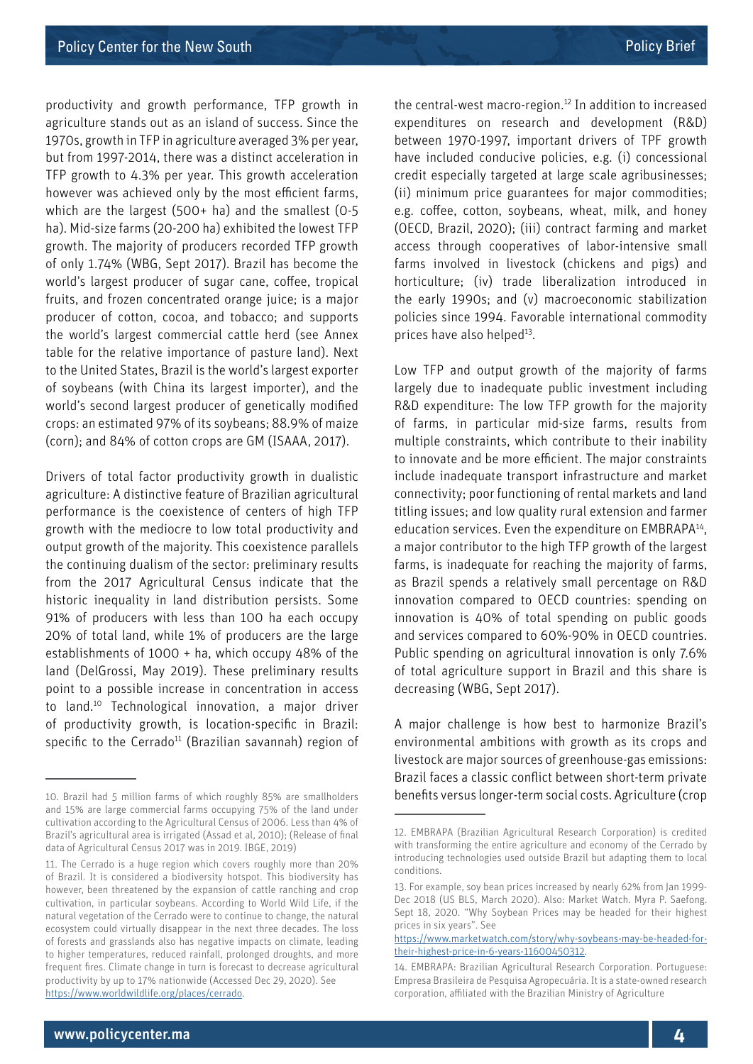productivity and growth performance, TFP growth in agriculture stands out as an island of success. Since the 1970s, growth in TFP in agriculture averaged 3% per year, but from 1997-2014, there was a distinct acceleration in TFP growth to 4.3% per year. This growth acceleration however was achieved only by the most efficient farms, which are the largest (500+ ha) and the smallest (0-5 ha). Mid-size farms (20-200 ha) exhibited the lowest TFP growth. The majority of producers recorded TFP growth of only 1.74% (WBG, Sept 2017). Brazil has become the world's largest producer of sugar cane, coffee, tropical fruits, and frozen concentrated orange juice; is a major producer of cotton, cocoa, and tobacco; and supports the world's largest commercial cattle herd (see Annex table for the relative importance of pasture land). Next to the United States, Brazil is the world's largest exporter of soybeans (with China its largest importer), and the world's second largest producer of genetically modified crops: an estimated 97% of its soybeans; 88.9% of maize (corn); and 84% of cotton crops are GM (ISAAA, 2017).

Drivers of total factor productivity growth in dualistic agriculture: A distinctive feature of Brazilian agricultural performance is the coexistence of centers of high TFP growth with the mediocre to low total productivity and output growth of the majority. This coexistence parallels the continuing dualism of the sector: preliminary results from the 2017 Agricultural Census indicate that the historic inequality in land distribution persists. Some 91% of producers with less than 100 ha each occupy 20% of total land, while 1% of producers are the large establishments of 1000 + ha, which occupy 48% of the land (DelGrossi, May 2019). These preliminary results point to a possible increase in concentration in access to land.[10] Technological innovation, a major driver of productivity growth, is location-specific in Brazil: specific to the Cerrado[11] (Brazilian savannah) region of the central-west macro-region.[12] In addition to increased expenditures on research and development (R&D) between 1970-1997, important drivers of TPF growth have included conducive policies, e.g. (i) concessional credit especially targeted at large scale agribusinesses; (ii) minimum price guarantees for major commodities; e.g. coffee, cotton, soybeans, wheat, milk, and honey (OECD, Brazil, 2020); (iii) contract farming and market access through cooperatives of labor-intensive small farms involved in livestock (chickens and pigs) and horticulture; (iv) trade liberalization introduced in the early 1990s; and (v) macroeconomic stabilization policies since 1994. Favorable international commodity prices have also helped[13].

Low TFP and output growth of the majority of farms largely due to inadequate public investment including R&D expenditure: The low TFP growth for the majority of farms, in particular mid-size farms, results from multiple constraints, which contribute to their inability to innovate and be more efficient. The major constraints include inadequate transport infrastructure and market connectivity; poor functioning of rental markets and land titling issues; and low quality rural extension and farmer education services. Even the expenditure on EMBRAPA[14], a major contributor to the high TFP growth of the largest farms, is inadequate for reaching the majority of farms, as Brazil spends a relatively small percentage on R&D innovation compared to OECD countries: spending on innovation is 40% of total spending on public goods and services compared to 60%-90% in OECD countries. Public spending on agricultural innovation is only 7.6% of total agriculture support in Brazil and this share is decreasing (WBG, Sept 2017).

A major challenge is how best to harmonize Brazil's environmental ambitions with growth as its crops and livestock are major sources of greenhouse-gas emissions: Brazil faces a classic conflict between short-term private benefits versus longer-term social costs. Agriculture (crop

---

10. Brazil had 5 million farms of which roughly 85% are smallholders and 15% are large commercial farms occupying 75% of the land under cultivation according to the Agricultural Census of 2006. Less than 4% of Brazil's agricultural area is irrigated (Assad et al, 2010); (Release of final data of Agricultural Census 2017 was in 2019. IBGE, 2019)

11. The Cerrado is a huge region which covers roughly more than 20% of Brazil. It is considered a biodiversity hotspot. This biodiversity has however, been threatened by the expansion of cattle ranching and crop cultivation, in particular soybeans. According to World Wild Life, if the natural vegetation of the Cerrado were to continue to change, the natural ecosystem could virtually disappear in the next three decades. The loss of forests and grasslands also has negative impacts on climate, leading to higher temperatures, reduced rainfall, prolonged droughts, and more frequent fires. Climate change in turn is forecast to decrease agricultural productivity by up to 17% nationwide (Accessed Dec 29, 2020). See https://www.worldwildlife.org/places/cerrado.

12. EMBRAPA (Brazilian Agricultural Research Corporation) is credited with transforming the entire agriculture and economy of the Cerrado by introducing technologies used outside Brazil but adapting them to local conditions.

13. For example, soy bean prices increased by nearly 62% from Jan 1999-Dec 2018 (US BLS, March 2020). Also: Market Watch. Myra P. Saefong. Sept 18, 2020. "Why Soybean Prices may be headed for their highest prices in six years". See https://www.marketwatch.com/story/why-soybeans-may-be-headed-for-their-highest-price-in-6-years-11600450312.

14. EMBRAPA: Brazilian Agricultural Research Corporation. Portuguese: Empresa Brasileira de Pesquisa Agropecuária. It is a state-owned research corporation, affiliated with the Brazilian Ministry of Agriculture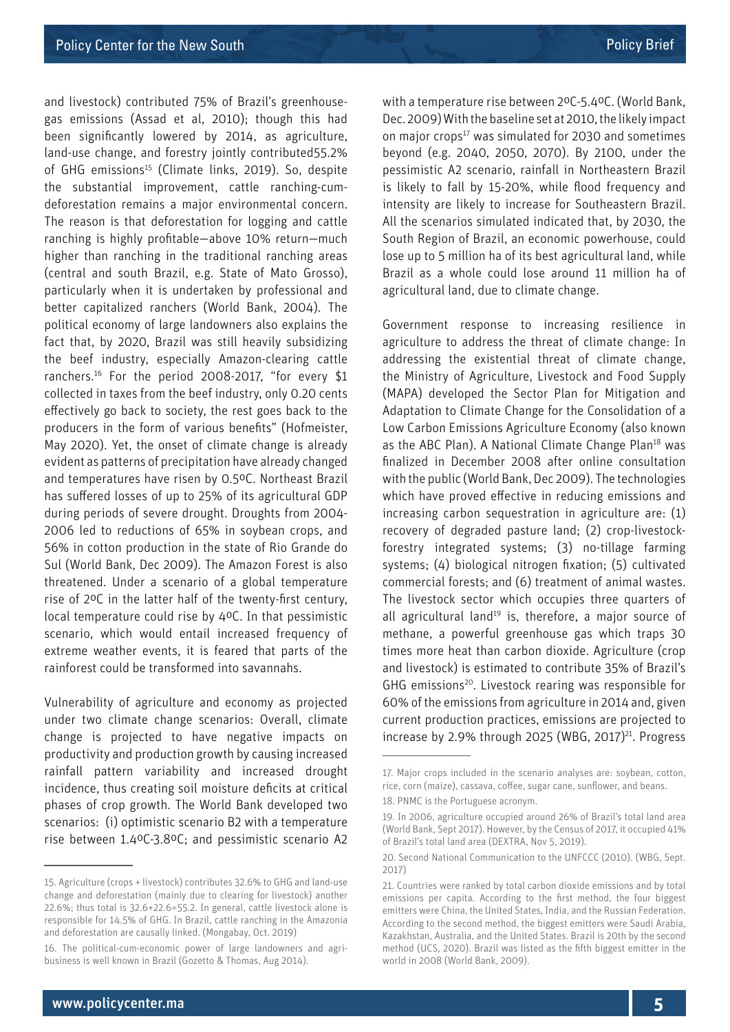and livestock) contributed 75% of Brazil's greenhouse-gas emissions (Assad et al, 2010); though this had been significantly lowered by 2014, as agriculture, land-use change, and forestry jointly contributed55.2% of GHG emissions[15] (Climate links, 2019). So, despite the substantial improvement, cattle ranching-cum-deforestation remains a major environmental concern. The reason is that deforestation for logging and cattle ranching is highly profitable—above 10% return—much higher than ranching in the traditional ranching areas (central and south Brazil, e.g. State of Mato Grosso), particularly when it is undertaken by professional and better capitalized ranchers (World Bank, 2004). The political economy of large landowners also explains the fact that, by 2020, Brazil was still heavily subsidizing the beef industry, especially Amazon-clearing cattle ranchers.[16] For the period 2008-2017, "for every $1 collected in taxes from the beef industry, only 0.20 cents effectively go back to society, the rest goes back to the producers in the form of various benefits" (Hofmeister, May 2020). Yet, the onset of climate change is already evident as patterns of precipitation have already changed and temperatures have risen by 0.5ºC. Northeast Brazil has suffered losses of up to 25% of its agricultural GDP during periods of severe drought. Droughts from 2004-2006 led to reductions of 65% in soybean crops, and 56% in cotton production in the state of Rio Grande do Sul (World Bank, Dec 2009). The Amazon Forest is also threatened. Under a scenario of a global temperature rise of 2ºC in the latter half of the twenty-first century, local temperature could rise by 4ºC. In that pessimistic scenario, which would entail increased frequency of extreme weather events, it is feared that parts of the rainforest could be transformed into savannahs.

Vulnerability of agriculture and economy as projected under two climate change scenarios: Overall, climate change is projected to have negative impacts on productivity and production growth by causing increased rainfall pattern variability and increased drought incidence, thus creating soil moisture deficits at critical phases of crop growth. The World Bank developed two scenarios: (i) optimistic scenario B2 with a temperature rise between 1.4ºC-3.8ºC; and pessimistic scenario A2 with a temperature rise between 2ºC-5.4ºC. (World Bank, Dec. 2009) With the baseline set at 2010, the likely impact on major crops[17] was simulated for 2030 and sometimes beyond (e.g. 2040, 2050, 2070). By 2100, under the pessimistic A2 scenario, rainfall in Northeastern Brazil is likely to fall by 15-20%, while flood frequency and intensity are likely to increase for Southeastern Brazil. All the scenarios simulated indicated that, by 2030, the South Region of Brazil, an economic powerhouse, could lose up to 5 million ha of its best agricultural land, while Brazil as a whole could lose around 11 million ha of agricultural land, due to climate change.

Government response to increasing resilience in agriculture to address the threat of climate change: In addressing the existential threat of climate change, the Ministry of Agriculture, Livestock and Food Supply (MAPA) developed the Sector Plan for Mitigation and Adaptation to Climate Change for the Consolidation of a Low Carbon Emissions Agriculture Economy (also known as the ABC Plan). A National Climate Change Plan[18] was finalized in December 2008 after online consultation with the public (World Bank, Dec 2009). The technologies which have proved effective in reducing emissions and increasing carbon sequestration in agriculture are: (1) recovery of degraded pasture land; (2) crop-livestock-forestry integrated systems; (3) no-tillage farming systems; (4) biological nitrogen fixation; (5) cultivated commercial forests; and (6) treatment of animal wastes. The livestock sector which occupies three quarters of all agricultural land[19] is, therefore, a major source of methane, a powerful greenhouse gas which traps 30 times more heat than carbon dioxide. Agriculture (crop and livestock) is estimated to contribute 35% of Brazil's GHG emissions[20]. Livestock rearing was responsible for 60% of the emissions from agriculture in 2014 and, given current production practices, emissions are projected to increase by 2.9% through 2025 (WBG, 2017)[21]. Progress

---

15. Agriculture (crops + livestock) contributes 32.6% to GHG and land-use change and deforestation (mainly due to clearing for livestock) another 22.6%; thus total is 32.6+22.6=55.2. In general, cattle livestock alone is responsible for 14.5% of GHG. In Brazil, cattle ranching in the Amazonia and deforestation are causally linked. (Mongabay, Oct. 2019)

16. The political-cum-economic power of large landowners and agri-business is well known in Brazil (Gozetto & Thomas, Aug 2014).

17. Major crops included in the scenario analyses are: soybean, cotton, rice, corn (maize), cassava, coffee, sugar cane, sunflower, and beans.

18. PNMC is the Portuguese acronym.

19. In 2006, agriculture occupied around 26% of Brazil's total land area (World Bank, Sept 2017). However, by the Census of 2017, it occupied 41% of Brazil's total land area (DEXTRA, Nov 5, 2019).

20. Second National Communication to the UNFCCC (2010). (WBG, Sept. 2017)

21. Countries were ranked by total carbon dioxide emissions and by total emissions per capita. According to the first method, the four biggest emitters were China, the United States, India, and the Russian Federation. According to the second method, the biggest emitters were Saudi Arabia, Kazakhstan, Australia, and the United States. Brazil is 20th by the second method (UCS, 2020). Brazil was listed as the fifth biggest emitter in the world in 2008 (World Bank, 2009).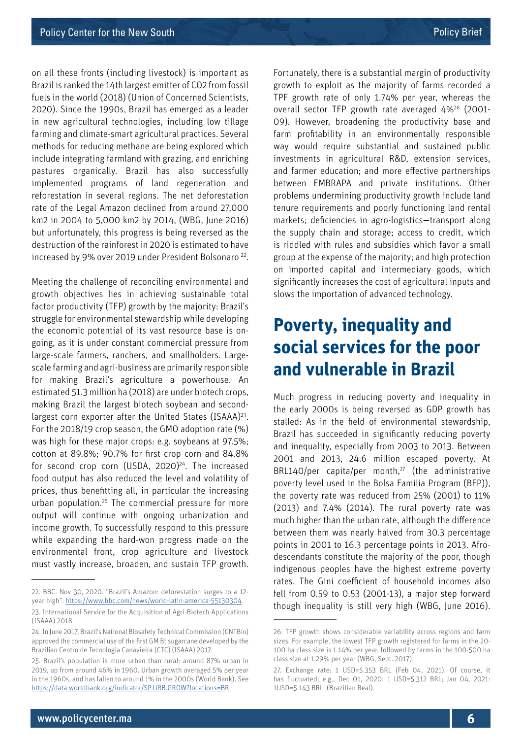on all these fronts (including livestock) is important as Brazil is ranked the 14th largest emitter of $CO_2$ from fossil fuels in the world (2018) (Union of Concerned Scientists, 2020). Since the 1990s, Brazil has emerged as a leader in new agricultural technologies, including low tillage farming and climate-smart agricultural practices. Several methods for reducing methane are being explored which include integrating farmland with grazing, and enriching pastures organically. Brazil has also successfully implemented programs of land regeneration and reforestation in several regions. The net deforestation rate of the Legal Amazon declined from around 27,000 km2 in 2004 to 5,000 km2 by 2014, (WBG, June 2016) but unfortunately, this progress is being reversed as the destruction of the rainforest in 2020 is estimated to have increased by 9% over 2019 under President Bolsonaro [22].

Meeting the challenge of reconciling environmental and growth objectives lies in achieving sustainable total factor productivity (TFP) growth by the majority: Brazil's struggle for environmental stewardship while developing the economic potential of its vast resource base is on-going, as it is under constant commercial pressure from large-scale farmers, ranchers, and smallholders. Large-scale farming and agri-business are primarily responsible for making Brazil's agriculture a powerhouse. An estimated 51.3 million ha (2018) are under biotech crops, making Brazil the largest biotech soybean and second-largest corn exporter after the United States (ISAAA)[23]. For the 2018/19 crop season, the GMO adoption rate (%) was high for these major crops: e.g. soybeans at 97.5%; cotton at 89.8%; 90.7% for first crop corn and 84.8% for second crop corn (USDA, 2020)[24]. The increased food output has also reduced the level and volatility of prices, thus benefitting all, in particular the increasing urban population.[25] The commercial pressure for more output will continue with ongoing urbanization and income growth. To successfully respond to this pressure while expanding the hard-won progress made on the environmental front, crop agriculture and livestock must vastly increase, broaden, and sustain TFP growth.

Fortunately, there is a substantial margin of productivity growth to exploit as the majority of farms recorded a TPF growth rate of only 1.74% per year, whereas the overall sector TFP growth rate averaged 4%[26] (2001-09). However, broadening the productivity base and farm profitability in an environmentally responsible way would require substantial and sustained public investments in agricultural R&D, extension services, and farmer education; and more effective partnerships between EMBRAPA and private institutions. Other problems undermining productivity growth include land tenure requirements and poorly functioning land rental markets; deficiencies in agro-logistics—transport along the supply chain and storage; access to credit, which is riddled with rules and subsidies which favor a small group at the expense of the majority; and high protection on imported capital and intermediary goods, which significantly increases the cost of agricultural inputs and slows the importation of advanced technology.

## Poverty, inequality and social services for the poor and vulnerable in Brazil

Much progress in reducing poverty and inequality in the early 2000s is being reversed as GDP growth has stalled: As in the field of environmental stewardship, Brazil has succeeded in significantly reducing poverty and inequality, especially from 2003 to 2013. Between 2001 and 2013, 24.6 million escaped poverty. At BRL140/per capita/per month,[27] (the administrative poverty level used in the Bolsa Familia Program (BFP)), the poverty rate was reduced from 25% (2001) to 11% (2013) and 7.4% (2014). The rural poverty rate was much higher than the urban rate, although the difference between them was nearly halved from 30.3 percentage points in 2001 to 16.3 percentage points in 2013. Afro-descendants constitute the majority of the poor, though indigenous peoples have the highest extreme poverty rates. The Gini coefficient of household incomes also fell from 0.59 to 0.53 (2001-13), a major step forward though inequality is still very high (WBG, June 2016).

---

22. BBC. Nov 30, 2020. "Brazil's Amazon: deforestation surges to a 12-year high". https://www.bbc.com/news/world-latin-america-55130304.

23. International Service for the Acquisition of Agri-Biotech Applications (ISAAA) 2018.

24. In June 2017, Brazil's National Biosafety Technical Commission (CNTBio) approved the commercial use of the first GM Bt sugarcane developed by the Brazilian Centro de Tecnologia Canavieira (CTC) (ISAAA) 2017.

25. Brazil's population is more urban than rural: around 87% urban in 2019, up from around 46% in 1960. Urban growth averaged 5% per year in the 1960s, and has fallen to around 1% in the 2000s (World Bank). See https://data.worldbank.org/indicator/SP.URB.GROW?locations=BR.

26. TFP growth shows considerable variability across regions and farm sizes. For example, the lowest TFP growth registered for farms in the 20-100 ha class size is 1.14% per year, followed by farms in the 100-500 ha class size at 1.29% per year (WBG, Sept. 2017).

27. Exchange rate: 1 USD=5.353 BRL (Feb 04, 2021). Of course, it has fluctuated; e.g., Dec 01, 2020: 1 USD=5.312 BRL; Jan 04, 2021: 1USD=5.143 BRL (Brazilian Real).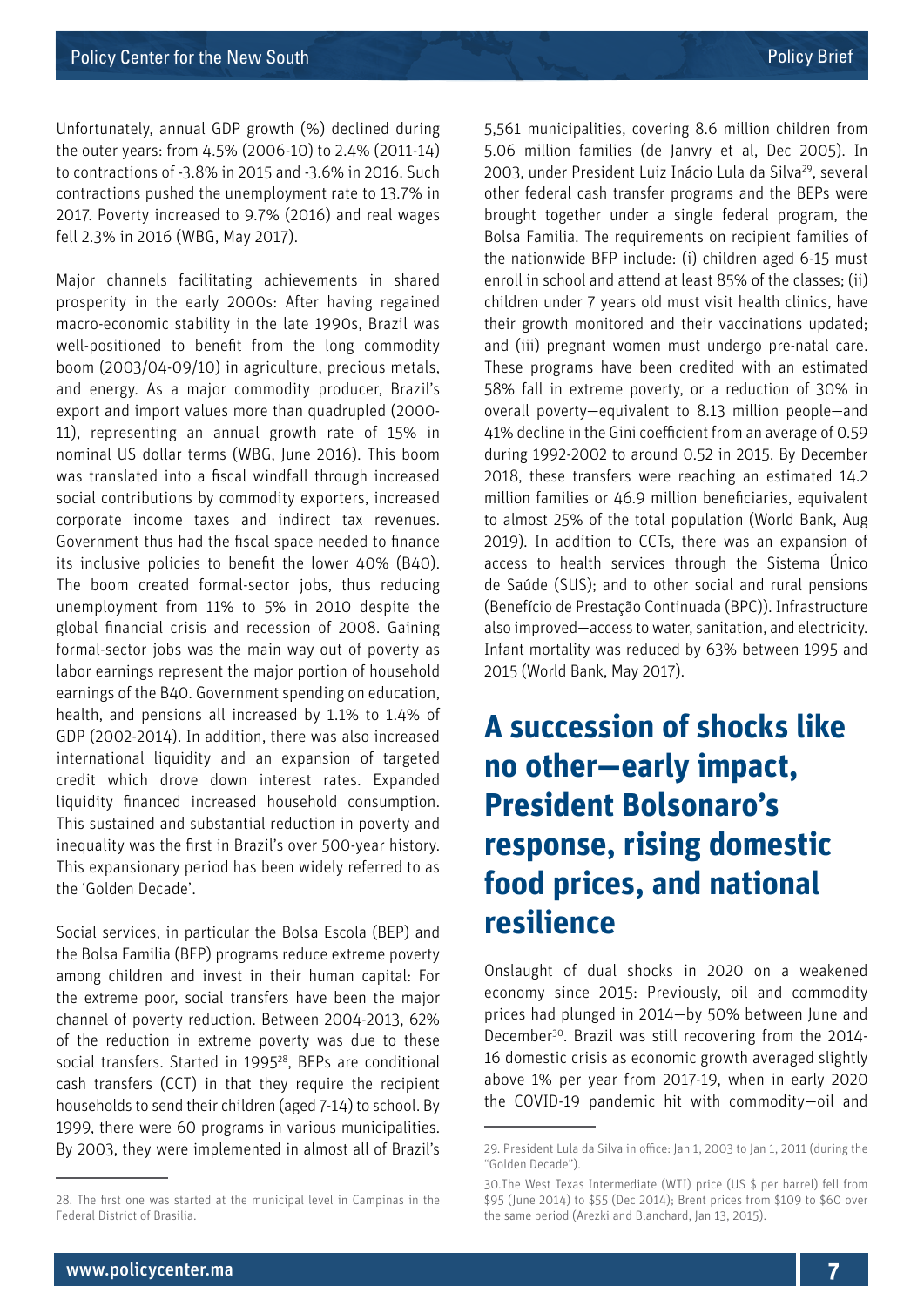Unfortunately, annual GDP growth (%) declined during the outer years: from 4.5% (2006-10) to 2.4% (2011-14) to contractions of -3.8% in 2015 and -3.6% in 2016. Such contractions pushed the unemployment rate to 13.7% in 2017. Poverty increased to 9.7% (2016) and real wages fell 2.3% in 2016 (WBG, May 2017).

Major channels facilitating achievements in shared prosperity in the early 2000s: After having regained macro-economic stability in the late 1990s, Brazil was well-positioned to benefit from the long commodity boom (2003/04-09/10) in agriculture, precious metals, and energy. As a major commodity producer, Brazil's export and import values more than quadrupled (2000-11), representing an annual growth rate of 15% in nominal US dollar terms (WBG, June 2016). This boom was translated into a fiscal windfall through increased social contributions by commodity exporters, increased corporate income taxes and indirect tax revenues. Government thus had the fiscal space needed to finance its inclusive policies to benefit the lower 40% (B40). The boom created formal-sector jobs, thus reducing unemployment from 11% to 5% in 2010 despite the global financial crisis and recession of 2008. Gaining formal-sector jobs was the main way out of poverty as labor earnings represent the major portion of household earnings of the B40. Government spending on education, health, and pensions all increased by 1.1% to 1.4% of GDP (2002-2014). In addition, there was also increased international liquidity and an expansion of targeted credit which drove down interest rates. Expanded liquidity financed increased household consumption. This sustained and substantial reduction in poverty and inequality was the first in Brazil's over 500-year history. This expansionary period has been widely referred to as the 'Golden Decade'.

Social services, in particular the Bolsa Escola (BEP) and the Bolsa Familia (BFP) programs reduce extreme poverty among children and invest in their human capital: For the extreme poor, social transfers have been the major channel of poverty reduction. Between 2004-2013, 62% of the reduction in extreme poverty was due to these social transfers. Started in 1995[28], BEPs are conditional cash transfers (CCT) in that they require the recipient households to send their children (aged 7-14) to school. By 1999, there were 60 programs in various municipalities. By 2003, they were implemented in almost all of Brazil's 5,561 municipalities, covering 8.6 million children from 5.06 million families (de Janvry et al, Dec 2005). In 2003, under President Luiz Inácio Lula da Silva[29], several other federal cash transfer programs and the BEPs were brought together under a single federal program, the Bolsa Familia. The requirements on recipient families of the nationwide BFP include: (i) children aged 6-15 must enroll in school and attend at least 85% of the classes; (ii) children under 7 years old must visit health clinics, have their growth monitored and their vaccinations updated; and (iii) pregnant women must undergo pre-natal care. These programs have been credited with an estimated 58% fall in extreme poverty, or a reduction of 30% in overall poverty—equivalent to 8.13 million people—and 41% decline in the Gini coefficient from an average of 0.59 during 1992-2002 to around 0.52 in 2015. By December 2018, these transfers were reaching an estimated 14.2 million families or 46.9 million beneficiaries, equivalent to almost 25% of the total population (World Bank, Aug 2019). In addition to CCTs, there was an expansion of access to health services through the Sistema Único de Saúde (SUS); and to other social and rural pensions (Benefício de Prestação Continuada (BPC)). Infrastructure also improved—access to water, sanitation, and electricity. Infant mortality was reduced by 63% between 1995 and 2015 (World Bank, May 2017).

## A succession of shocks like no other—early impact, President Bolsonaro's response, rising domestic food prices, and national resilience

Onslaught of dual shocks in 2020 on a weakened economy since 2015: Previously, oil and commodity prices had plunged in 2014—by 50% between June and December[30]. Brazil was still recovering from the 2014-16 domestic crisis as economic growth averaged slightly above 1% per year from 2017-19, when in early 2020 the COVID-19 pandemic hit with commodity—oil and

---

28. The first one was started at the municipal level in Campinas in the Federal District of Brasilia.

29. President Lula da Silva in office: Jan 1, 2003 to Jan 1, 2011 (during the "Golden Decade").

30. The West Texas Intermediate (WTI) price (US $ per barrel) fell from $95 (June 2014) to $55 (Dec 2014); Brent prices from $109 to $60 over the same period (Arezki and Blanchard, Jan 13, 2015).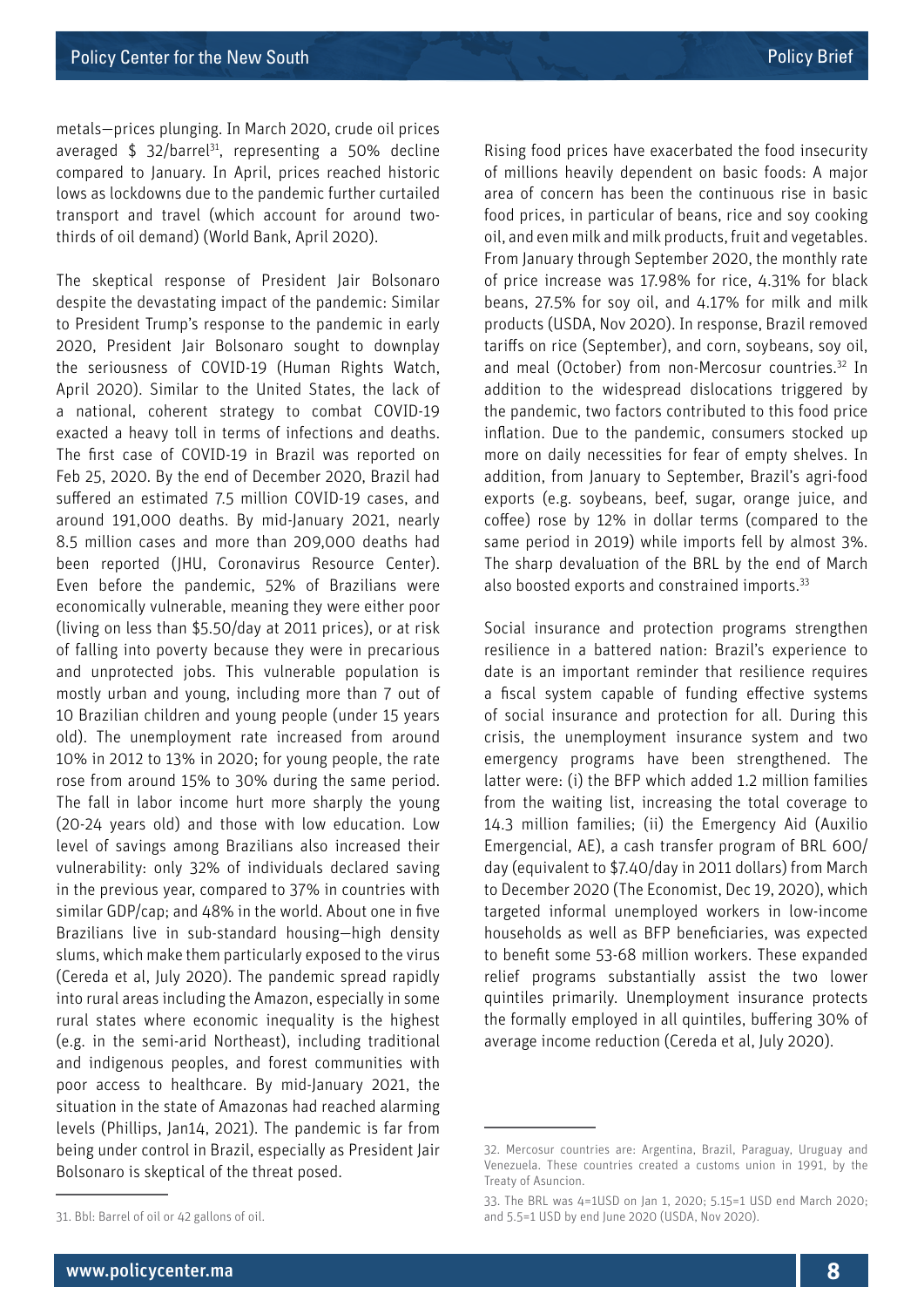metals—prices plunging. In March 2020, crude oil prices averaged \$ 32/barrel[31], representing a 50% decline compared to January. In April, prices reached historic lows as lockdowns due to the pandemic further curtailed transport and travel (which account for around two-thirds of oil demand) (World Bank, April 2020).

The skeptical response of President Jair Bolsonaro despite the devastating impact of the pandemic: Similar to President Trump's response to the pandemic in early 2020, President Jair Bolsonaro sought to downplay the seriousness of COVID-19 (Human Rights Watch, April 2020). Similar to the United States, the lack of a national, coherent strategy to combat COVID-19 exacted a heavy toll in terms of infections and deaths. The first case of COVID-19 in Brazil was reported on Feb 25, 2020. By the end of December 2020, Brazil had suffered an estimated 7.5 million COVID-19 cases, and around 191,000 deaths. By mid-January 2021, nearly 8.5 million cases and more than 209,000 deaths had been reported (JHU, Coronavirus Resource Center). Even before the pandemic, 52% of Brazilians were economically vulnerable, meaning they were either poor (living on less than \$5.50/day at 2011 prices), or at risk of falling into poverty because they were in precarious and unprotected jobs. This vulnerable population is mostly urban and young, including more than 7 out of 10 Brazilian children and young people (under 15 years old). The unemployment rate increased from around 10% in 2012 to 13% in 2020; for young people, the rate rose from around 15% to 30% during the same period. The fall in labor income hurt more sharply the young (20-24 years old) and those with low education. Low level of savings among Brazilians also increased their vulnerability: only 32% of individuals declared saving in the previous year, compared to 37% in countries with similar GDP/cap; and 48% in the world. About one in five Brazilians live in sub-standard housing—high density slums, which make them particularly exposed to the virus (Cereda et al, July 2020). The pandemic spread rapidly into rural areas including the Amazon, especially in some rural states where economic inequality is the highest (e.g. in the semi-arid Northeast), including traditional and indigenous peoples, and forest communities with poor access to healthcare. By mid-January 2021, the situation in the state of Amazonas had reached alarming levels (Phillips, Jan14, 2021). The pandemic is far from being under control in Brazil, especially as President Jair Bolsonaro is skeptical of the threat posed.

Rising food prices have exacerbated the food insecurity of millions heavily dependent on basic foods: A major area of concern has been the continuous rise in basic food prices, in particular of beans, rice and soy cooking oil, and even milk and milk products, fruit and vegetables. From January through September 2020, the monthly rate of price increase was 17.98% for rice, 4.31% for black beans, 27.5% for soy oil, and 4.17% for milk and milk products (USDA, Nov 2020). In response, Brazil removed tariffs on rice (September), and corn, soybeans, soy oil, and meal (October) from non-Mercosur countries.[32] In addition to the widespread dislocations triggered by the pandemic, two factors contributed to this food price inflation. Due to the pandemic, consumers stocked up more on daily necessities for fear of empty shelves. In addition, from January to September, Brazil's agri-food exports (e.g. soybeans, beef, sugar, orange juice, and coffee) rose by 12% in dollar terms (compared to the same period in 2019) while imports fell by almost 3%. The sharp devaluation of the BRL by the end of March also boosted exports and constrained imports.[33]

Social insurance and protection programs strengthen resilience in a battered nation: Brazil's experience to date is an important reminder that resilience requires a fiscal system capable of funding effective systems of social insurance and protection for all. During this crisis, the unemployment insurance system and two emergency programs have been strengthened. The latter were: (i) the BFP which added 1.2 million families from the waiting list, increasing the total coverage to 14.3 million families; (ii) the Emergency Aid (Auxilio Emergencial, AE), a cash transfer program of BRL 600/day (equivalent to \$7.40/day in 2011 dollars) from March to December 2020 (The Economist, Dec 19, 2020), which targeted informal unemployed workers in low-income households as well as BFP beneficiaries, was expected to benefit some 53-68 million workers. These expanded relief programs substantially assist the two lower quintiles primarily. Unemployment insurance protects the formally employed in all quintiles, buffering 30% of average income reduction (Cereda et al, July 2020).

---

31. Bbl: Barrel of oil or 42 gallons of oil.

32. Mercosur countries are: Argentina, Brazil, Paraguay, Uruguay and Venezuela. These countries created a customs union in 1991, by the Treaty of Asuncion.

33. The BRL was 4=1USD on Jan 1, 2020; 5.15=1 USD end March 2020; and 5.5=1 USD by end June 2020 (USDA, Nov 2020).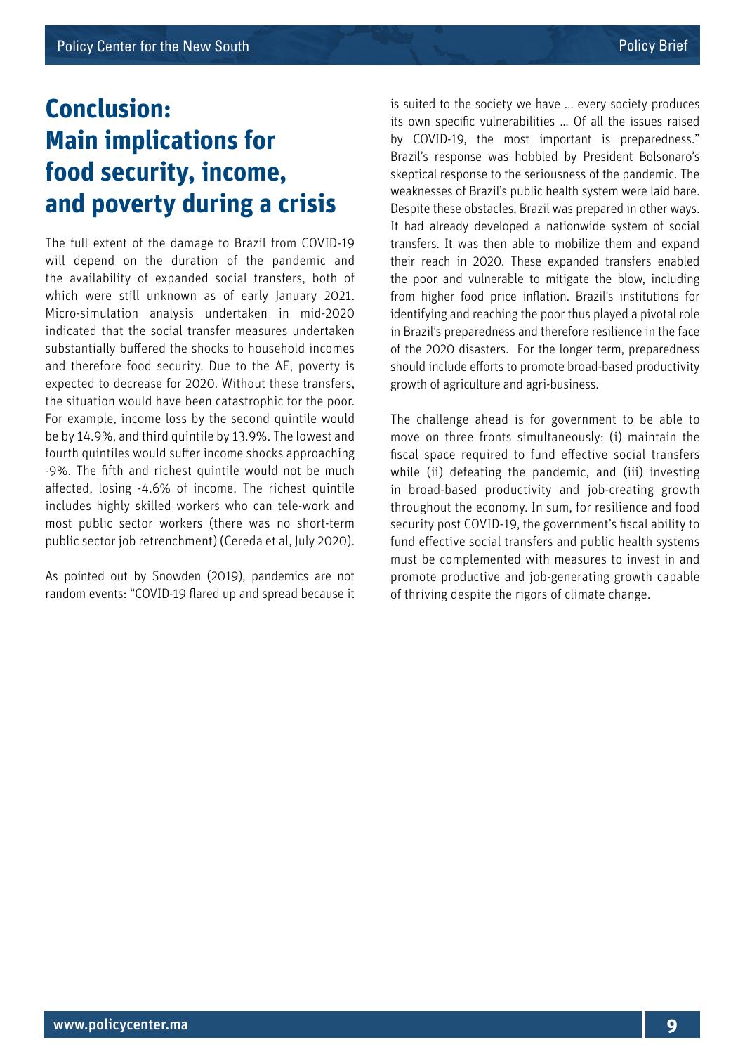# Conclusion: Main implications for food security, income, and poverty during a crisis

The full extent of the damage to Brazil from COVID-19 will depend on the duration of the pandemic and the availability of expanded social transfers, both of which were still unknown as of early January 2021. Micro-simulation analysis undertaken in mid-2020 indicated that the social transfer measures undertaken substantially buffered the shocks to household incomes and therefore food security. Due to the AE, poverty is expected to decrease for 2020. Without these transfers, the situation would have been catastrophic for the poor. For example, income loss by the second quintile would be by 14.9%, and third quintile by 13.9%. The lowest and fourth quintiles would suffer income shocks approaching -9%. The fifth and richest quintile would not be much affected, losing -4.6% of income. The richest quintile includes highly skilled workers who can tele-work and most public sector workers (there was no short-term public sector job retrenchment) (Cereda et al, July 2020).

As pointed out by Snowden (2019), pandemics are not random events: "COVID-19 flared up and spread because it is suited to the society we have ... every society produces its own specific vulnerabilities ... Of all the issues raised by COVID-19, the most important is preparedness." Brazil's response was hobbled by President Bolsonaro's skeptical response to the seriousness of the pandemic. The weaknesses of Brazil's public health system were laid bare. Despite these obstacles, Brazil was prepared in other ways. It had already developed a nationwide system of social transfers. It was then able to mobilize them and expand their reach in 2020. These expanded transfers enabled the poor and vulnerable to mitigate the blow, including from higher food price inflation. Brazil's institutions for identifying and reaching the poor thus played a pivotal role in Brazil's preparedness and therefore resilience in the face of the 2020 disasters. For the longer term, preparedness should include efforts to promote broad-based productivity growth of agriculture and agri-business.

The challenge ahead is for government to be able to move on three fronts simultaneously: (i) maintain the fiscal space required to fund effective social transfers while (ii) defeating the pandemic, and (iii) investing in broad-based productivity and job-creating growth throughout the economy. In sum, for resilience and food security post COVID-19, the government's fiscal ability to fund effective social transfers and public health systems must be complemented with measures to invest in and promote productive and job-generating growth capable of thriving despite the rigors of climate change.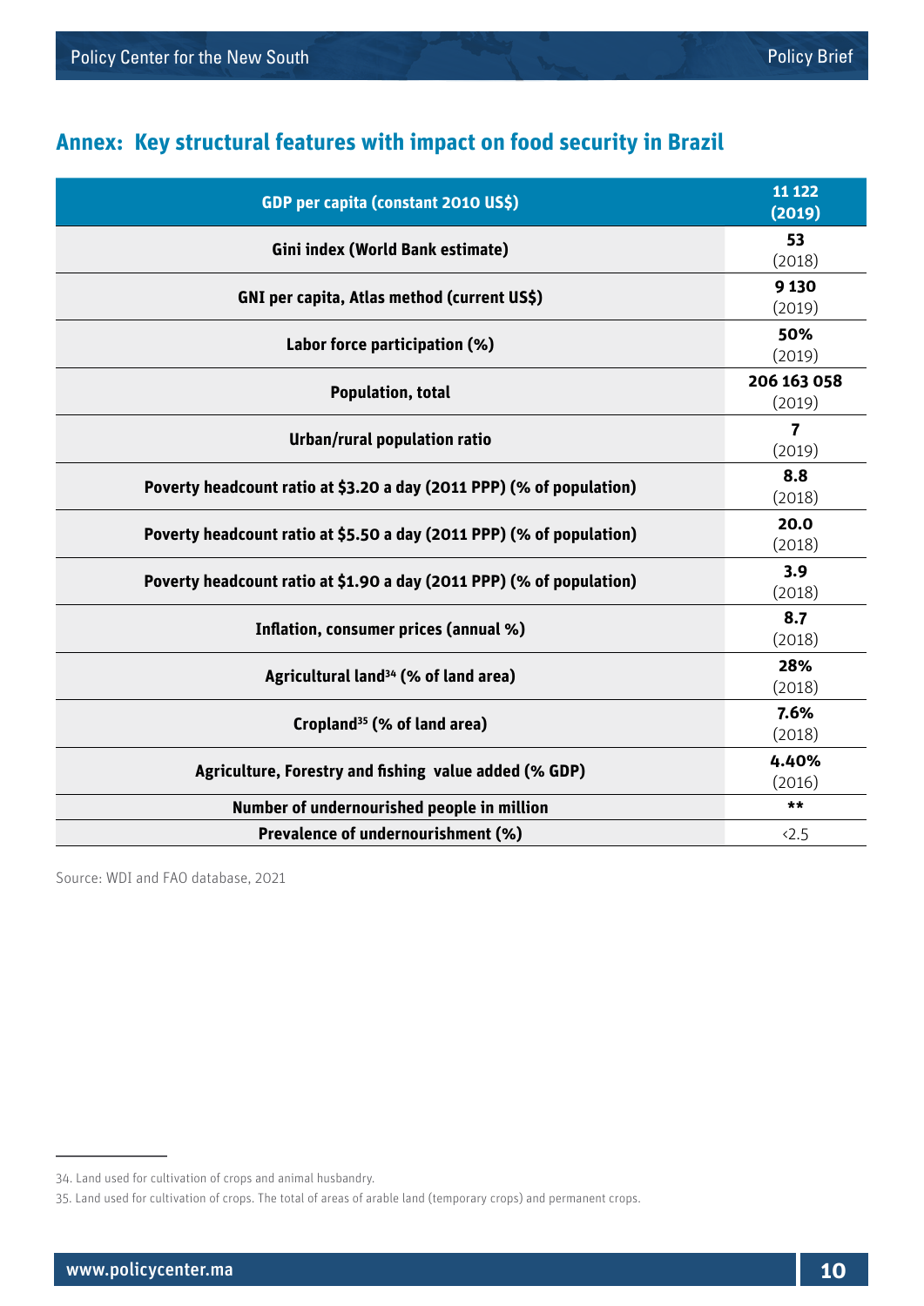## Annex: Key structural features with impact on food security in Brazil

| GDP per capita (constant 2010 US$) | 11 122 (2019) |
|---|---|
| Gini index (World Bank estimate) | 53 (2018) |
| GNI per capita, Atlas method (current US$) | 9 130 (2019) |
| Labor force participation (%) | 50% (2019) |
| Population, total | 206 163 058 (2019) |
| Urban/rural population ratio | 7 (2019) |
| Poverty headcount ratio at $3.20 a day (2011 PPP) (% of population) | 8.8 (2018) |
| Poverty headcount ratio at $5.50 a day (2011 PPP) (% of population) | 20.0 (2018) |
| Poverty headcount ratio at $1.90 a day (2011 PPP) (% of population) | 3.9 (2018) |
| Inflation, consumer prices (annual %) | 8.7 (2018) |
| Agricultural land[34] (% of land area) | 28% (2018) |
| Cropland[35] (% of land area) | 7.6% (2018) |
| Agriculture, Forestry and fishing value added (% GDP) | 4.40% (2016) |
| Number of undernourished people in million | ** |
| Prevalence of undernourishment (%) | <2.5 |

Source: WDI and FAO database, 2021

34. Land used for cultivation of crops and animal husbandry.

35. Land used for cultivation of crops. The total of areas of arable land (temporary crops) and permanent crops.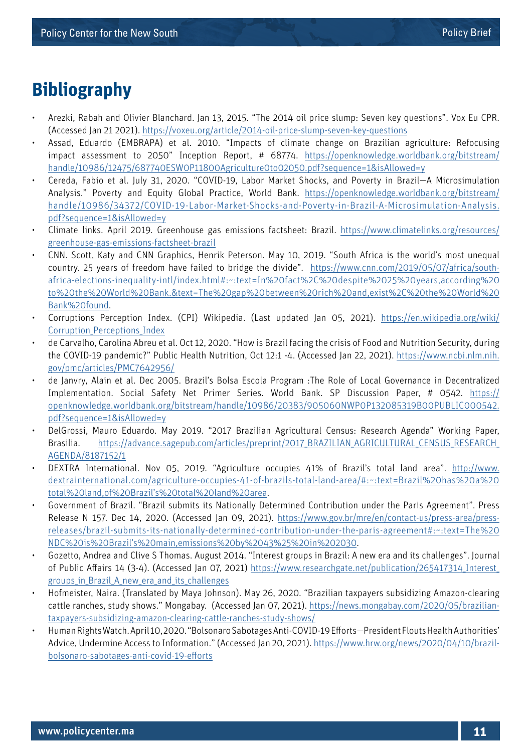# Bibliography

- Arezki, Rabah and Olivier Blanchard. Jan 13, 2015. "The 2014 oil price slump: Seven key questions". Vox Eu CPR. (Accessed Jan 21 2021). https://voxeu.org/article/2014-oil-price-slump-seven-key-questions
- Assad, Eduardo (EMBRAPA) et al. 2010. "Impacts of climate change on Brazilian agriculture: Refocusing impact assessment to 2050" Inception Report, # 68774. https://openknowledge.worldbank.org/bitstream/handle/10986/12475/687740ESW0P11800Agriculture0to02050.pdf?sequence=1&isAllowed=y
- Cereda, Fabio et al. July 31, 2020. "COVID-19, Labor Market Shocks, and Poverty in Brazil—A Microsimulation Analysis." Poverty and Equity Global Practice, World Bank. https://openknowledge.worldbank.org/bitstream/handle/10986/34372/COVID-19-Labor-Market-Shocks-and-Poverty-in-Brazil-A-Microsimulation-Analysis.pdf?sequence=1&isAllowed=y
- Climate links. April 2019. Greenhouse gas emissions factsheet: Brazil. https://www.climatelinks.org/resources/greenhouse-gas-emissions-factsheet-brazil
- CNN. Scott, Katy and CNN Graphics, Henrik Peterson. May 10, 2019. "South Africa is the world's most unequal country. 25 years of freedom have failed to bridge the divide". https://www.cnn.com/2019/05/07/africa/south-africa-elections-inequality-intl/index.html#:~:text=In%20fact%2C%20despite%2025%20years,according%20to%20the%20World%20Bank.&text=The%20gap%20between%20rich%20and,exist%2C%20the%20World%20Bank%20found.
- Corruptions Perception Index. (CPI) Wikipedia. (Last updated Jan 05, 2021). https://en.wikipedia.org/wiki/Corruption_Perceptions_Index
- de Carvalho, Carolina Abreu et al. Oct 12, 2020. "How is Brazil facing the crisis of Food and Nutrition Security, during the COVID-19 pandemic?" Public Health Nutrition, Oct 12:1 -4. (Accessed Jan 22, 2021). https://www.ncbi.nlm.nih.gov/pmc/articles/PMC7642956/
- de Janvry, Alain et al. Dec 2005. Brazil's Bolsa Escola Program :The Role of Local Governance in Decentralized Implementation. Social Safety Net Primer Series. World Bank. SP Discussion Paper, # 0542. https://openknowledge.worldbank.org/bitstream/handle/10986/20383/905060NWP0P132085319B00PUBLIC000542.pdf?sequence=1&isAllowed=y
- DelGrossi, Mauro Eduardo. May 2019. "2017 Brazilian Agricultural Census: Research Agenda" Working Paper, Brasilia. https://advance.sagepub.com/articles/preprint/2017_BRAZILIAN_AGRICULTURAL_CENSUS_RESEARCH_AGENDA/8187152/1
- DEXTRA International. Nov 05, 2019. "Agriculture occupies 41% of Brazil's total land area". http://www.dextrainternational.com/agriculture-occupies-41-of-brazils-total-land-area/#:~:text=Brazil%20has%20a%20total%20land,of%20Brazil's%20total%20land%20area.
- Government of Brazil. "Brazil submits its Nationally Determined Contribution under the Paris Agreement". Press Release N 157. Dec 14, 2020. (Accessed Jan 09, 2021). https://www.gov.br/mre/en/contact-us/press-area/press-releases/brazil-submits-its-nationally-determined-contribution-under-the-paris-agreement#:~:text=The%20NDC%20is%20Brazil's%20main,emissions%20by%2043%25%20in%202030.
- Gozetto, Andrea and Clive S Thomas. August 2014. "Interest groups in Brazil: A new era and its challenges". Journal of Public Affairs 14 (3-4). (Accessed Jan 07, 2021) https://www.researchgate.net/publication/265417314_Interest_groups_in_Brazil_A_new_era_and_its_challenges
- Hofmeister, Naira. (Translated by Maya Johnson). May 26, 2020. "Brazilian taxpayers subsidizing Amazon-clearing cattle ranches, study shows." Mongabay. (Accessed Jan 07, 2021). https://news.mongabay.com/2020/05/brazilian-taxpayers-subsidizing-amazon-clearing-cattle-ranches-study-shows/
- Human Rights Watch. April 10, 2020. "Bolsonaro Sabotages Anti-COVID-19 Efforts—President Flouts Health Authorities' Advice, Undermine Access to Information." (Accessed Jan 20, 2021). https://www.hrw.org/news/2020/04/10/brazil-bolsonaro-sabotages-anti-covid-19-efforts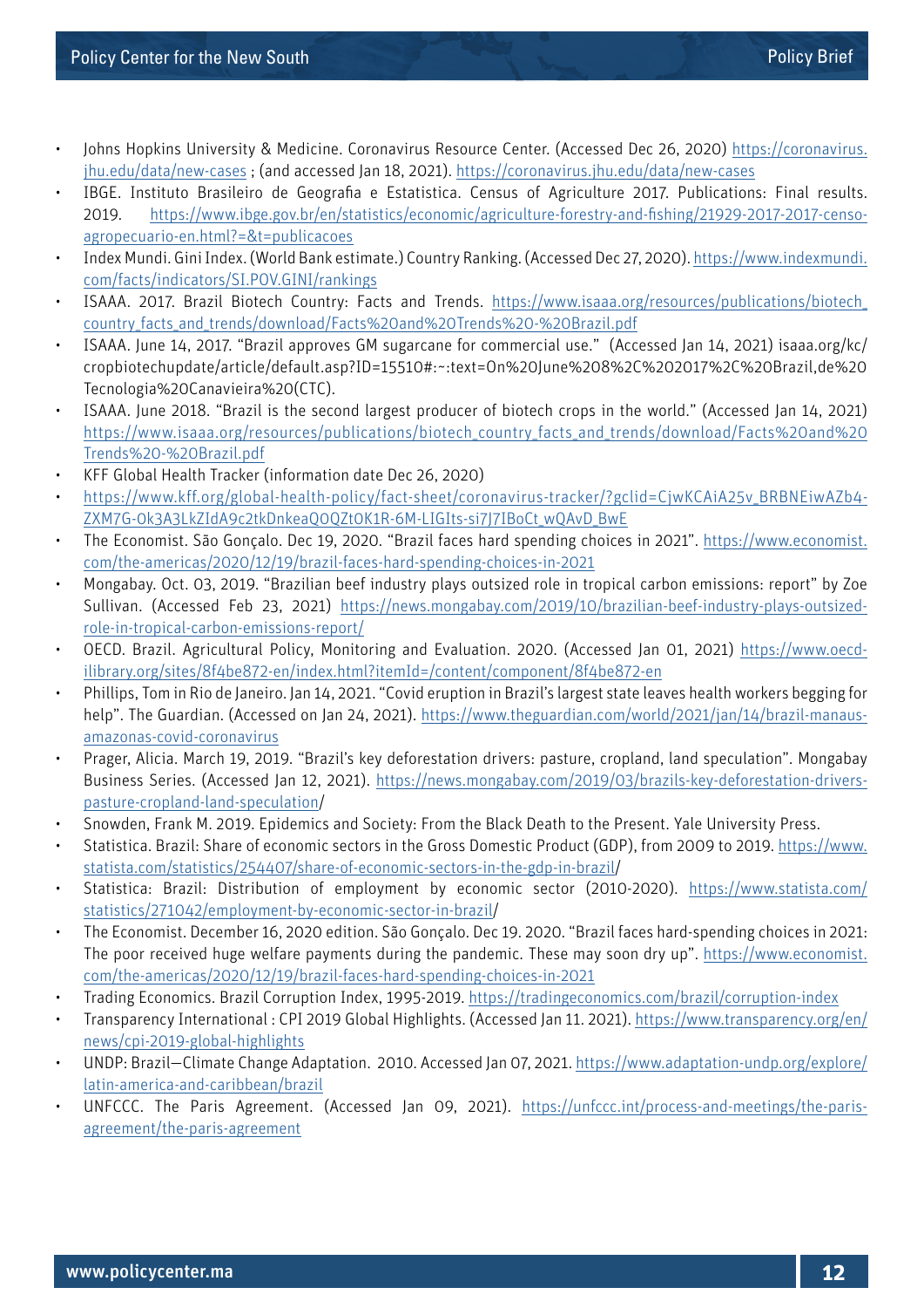- Johns Hopkins University & Medicine. Coronavirus Resource Center. (Accessed Dec 26, 2020) https://coronavirus.jhu.edu/data/new-cases ; (and accessed Jan 18, 2021). https://coronavirus.jhu.edu/data/new-cases
- IBGE. Instituto Brasileiro de Geografia e Estatistica. Census of Agriculture 2017. Publications: Final results. 2019. https://www.ibge.gov.br/en/statistics/economic/agriculture-forestry-and-fishing/21929-2017-2017-censo-agropecuario-en.html?=&t=publicacoes
- Index Mundi. Gini Index. (World Bank estimate.) Country Ranking. (Accessed Dec 27, 2020). https://www.indexmundi.com/facts/indicators/SI.POV.GINI/rankings
- ISAAA. 2017. Brazil Biotech Country: Facts and Trends. https://www.isaaa.org/resources/publications/biotech_country_facts_and_trends/download/Facts%20and%20Trends%20-%20Brazil.pdf
- ISAAA. June 14, 2017. "Brazil approves GM sugarcane for commercial use." (Accessed Jan 14, 2021) isaaa.org/kc/cropbiotechupdate/article/default.asp?ID=15510#:~:text=On%20June%208%2C%202017%2C%20Brazil,de%20Tecnologia%20Canavieira%20(CTC).
- ISAAA. June 2018. "Brazil is the second largest producer of biotech crops in the world." (Accessed Jan 14, 2021) https://www.isaaa.org/resources/publications/biotech_country_facts_and_trends/download/Facts%20and%20Trends%20-%20Brazil.pdf
- KFF Global Health Tracker (information date Dec 26, 2020)
- https://www.kff.org/global-health-policy/fact-sheet/coronavirus-tracker/?gclid=CjwKCAiA25v_BRBNEiwAZb4-ZXM7G-Ok3A3LkZIdA9c2tkDnkeaQOQZtOK1R-6M-LIGIts-si7J7IBoCt_wQAvD_BwE
- The Economist. São Gonçalo. Dec 19, 2020. "Brazil faces hard spending choices in 2021". https://www.economist.com/the-americas/2020/12/19/brazil-faces-hard-spending-choices-in-2021
- Mongabay. Oct. 03, 2019. "Brazilian beef industry plays outsized role in tropical carbon emissions: report" by Zoe Sullivan. (Accessed Feb 23, 2021) https://news.mongabay.com/2019/10/brazilian-beef-industry-plays-outsized-role-in-tropical-carbon-emissions-report/
- OECD. Brazil. Agricultural Policy, Monitoring and Evaluation. 2020. (Accessed Jan 01, 2021) https://www.oecd-ilibrary.org/sites/8f4be872-en/index.html?itemId=/content/component/8f4be872-en
- Phillips, Tom in Rio de Janeiro. Jan 14, 2021. "Covid eruption in Brazil's largest state leaves health workers begging for help". The Guardian. (Accessed on Jan 24, 2021). https://www.theguardian.com/world/2021/jan/14/brazil-manaus-amazonas-covid-coronavirus
- Prager, Alicia. March 19, 2019. "Brazil's key deforestation drivers: pasture, cropland, land speculation". Mongabay Business Series. (Accessed Jan 12, 2021). https://news.mongabay.com/2019/03/brazils-key-deforestation-drivers-pasture-cropland-land-speculation/
- Snowden, Frank M. 2019. Epidemics and Society: From the Black Death to the Present. Yale University Press.
- Statistica. Brazil: Share of economic sectors in the Gross Domestic Product (GDP), from 2009 to 2019. https://www.statista.com/statistics/254407/share-of-economic-sectors-in-the-gdp-in-brazil/
- Statistica: Brazil: Distribution of employment by economic sector (2010-2020). https://www.statista.com/statistics/271042/employment-by-economic-sector-in-brazil/
- The Economist. December 16, 2020 edition. São Gonçalo. Dec 19. 2020. "Brazil faces hard-spending choices in 2021: The poor received huge welfare payments during the pandemic. These may soon dry up". https://www.economist.com/the-americas/2020/12/19/brazil-faces-hard-spending-choices-in-2021
- Trading Economics. Brazil Corruption Index, 1995-2019. https://tradingeconomics.com/brazil/corruption-index
- Transparency International : CPI 2019 Global Highlights. (Accessed Jan 11. 2021). https://www.transparency.org/en/news/cpi-2019-global-highlights
- UNDP: Brazil—Climate Change Adaptation. 2010. Accessed Jan 07, 2021. https://www.adaptation-undp.org/explore/latin-america-and-caribbean/brazil
- UNFCCC. The Paris Agreement. (Accessed Jan 09, 2021). https://unfccc.int/process-and-meetings/the-paris-agreement/the-paris-agreement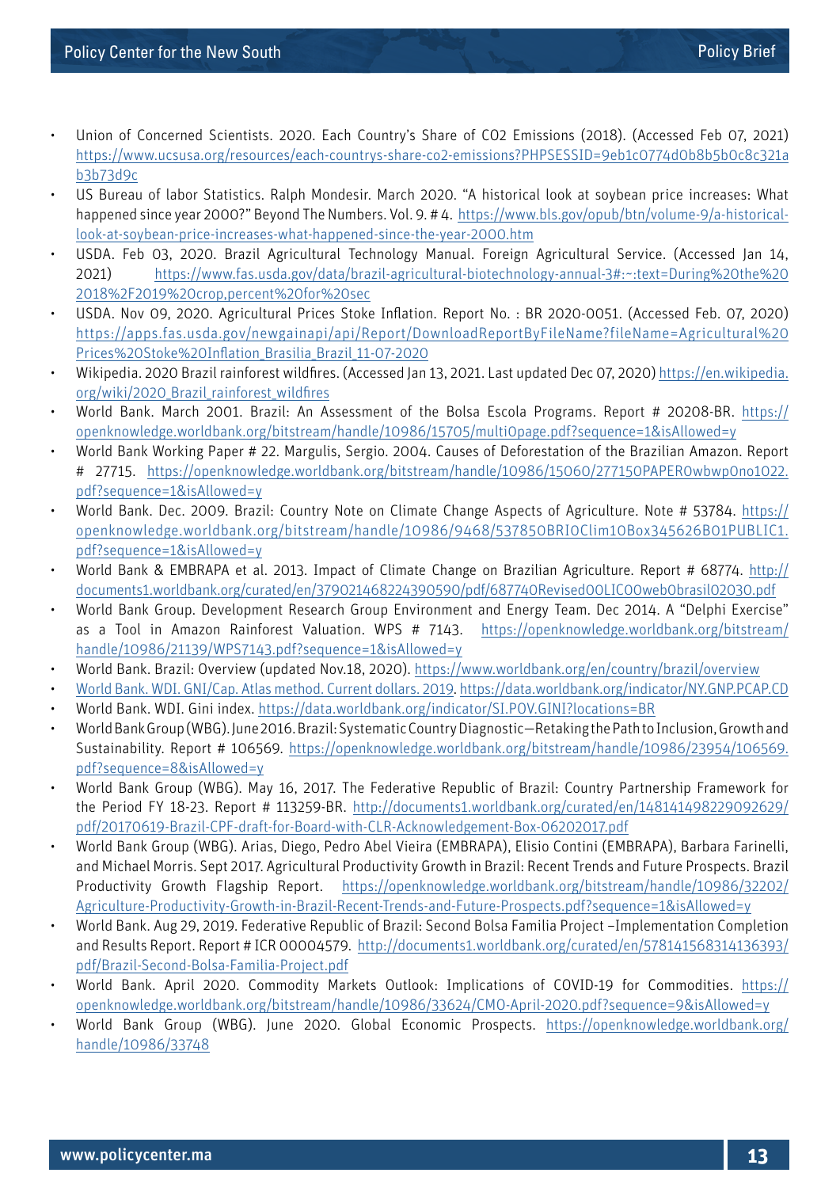- Union of Concerned Scientists. 2020. Each Country's Share of CO2 Emissions (2018). (Accessed Feb 07, 2021) https://www.ucsusa.org/resources/each-countrys-share-co2-emissions?PHPSESSID=9eb1c0774d0b8b5b0c8c321ab3b73d9c
- US Bureau of labor Statistics. Ralph Mondesir. March 2020. "A historical look at soybean price increases: What happened since year 2000?" Beyond The Numbers. Vol. 9. # 4. https://www.bls.gov/opub/btn/volume-9/a-historical-look-at-soybean-price-increases-what-happened-since-the-year-2000.htm
- USDA. Feb 03, 2020. Brazil Agricultural Technology Manual. Foreign Agricultural Service. (Accessed Jan 14, 2021) https://www.fas.usda.gov/data/brazil-agricultural-biotechnology-annual-3#:~:text=During%20the%202018%2F2019%20crop,percent%20for%20sec
- USDA. Nov 09, 2020. Agricultural Prices Stoke Inflation. Report No. : BR 2020-0051. (Accessed Feb. 07, 2020) https://apps.fas.usda.gov/newgainapi/api/Report/DownloadReportByFileName?fileName=Agricultural%20Prices%20Stoke%20Inflation_Brasilia_Brazil_11-07-2020
- Wikipedia. 2020 Brazil rainforest wildfires. (Accessed Jan 13, 2021. Last updated Dec 07, 2020) https://en.wikipedia.org/wiki/2020_Brazil_rainforest_wildfires
- World Bank. March 2001. Brazil: An Assessment of the Bolsa Escola Programs. Report # 20208-BR. https://openknowledge.worldbank.org/bitstream/handle/10986/15705/multi0page.pdf?sequence=1&isAllowed=y
- World Bank Working Paper # 22. Margulis, Sergio. 2004. Causes of Deforestation of the Brazilian Amazon. Report # 27715. https://openknowledge.worldbank.org/bitstream/handle/10986/15060/277150PAPER0wbwp0no1022.pdf?sequence=1&isAllowed=y
- World Bank. Dec. 2009. Brazil: Country Note on Climate Change Aspects of Agriculture. Note # 53784. https://openknowledge.worldbank.org/bitstream/handle/10986/9468/537850BRI0Clim10Box345626B01PUBLIC1.pdf?sequence=1&isAllowed=y
- World Bank & EMBRAPA et al. 2013. Impact of Climate Change on Brazilian Agriculture. Report # 68774. http://documents1.worldbank.org/curated/en/379021468224390590/pdf/687740Revised00LIC00web0brasil02030.pdf
- World Bank Group. Development Research Group Environment and Energy Team. Dec 2014. A "Delphi Exercise" as a Tool in Amazon Rainforest Valuation. WPS # 7143. https://openknowledge.worldbank.org/bitstream/handle/10986/21139/WPS7143.pdf?sequence=1&isAllowed=y
- World Bank. Brazil: Overview (updated Nov.18, 2020). https://www.worldbank.org/en/country/brazil/overview
- World Bank. WDI. GNI/Cap. Atlas method. Current dollars. 2019. https://data.worldbank.org/indicator/NY.GNP.PCAP.CD
- World Bank. WDI. Gini index. https://data.worldbank.org/indicator/SI.POV.GINI?locations=BR
- World Bank Group (WBG). June 2016. Brazil: Systematic Country Diagnostic—Retaking the Path to Inclusion, Growth and Sustainability. Report # 106569. https://openknowledge.worldbank.org/bitstream/handle/10986/23954/106569.pdf?sequence=8&isAllowed=y
- World Bank Group (WBG). May 16, 2017. The Federative Republic of Brazil: Country Partnership Framework for the Period FY 18-23. Report # 113259-BR. http://documents1.worldbank.org/curated/en/148141498229092629/pdf/20170619-Brazil-CPF-draft-for-Board-with-CLR-Acknowledgement-Box-06202017.pdf
- World Bank Group (WBG). Arias, Diego, Pedro Abel Vieira (EMBRAPA), Elisio Contini (EMBRAPA), Barbara Farinelli, and Michael Morris. Sept 2017. Agricultural Productivity Growth in Brazil: Recent Trends and Future Prospects. Brazil Productivity Growth Flagship Report. https://openknowledge.worldbank.org/bitstream/handle/10986/32202/Agriculture-Productivity-Growth-in-Brazil-Recent-Trends-and-Future-Prospects.pdf?sequence=1&isAllowed=y
- World Bank. Aug 29, 2019. Federative Republic of Brazil: Second Bolsa Familia Project –Implementation Completion and Results Report. Report # ICR 00004579. http://documents1.worldbank.org/curated/en/578141568314136393/pdf/Brazil-Second-Bolsa-Familia-Project.pdf
- World Bank. April 2020. Commodity Markets Outlook: Implications of COVID-19 for Commodities. https://openknowledge.worldbank.org/bitstream/handle/10986/33624/CMO-April-2020.pdf?sequence=9&isAllowed=y
- World Bank Group (WBG). June 2020. Global Economic Prospects. https://openknowledge.worldbank.org/handle/10986/33748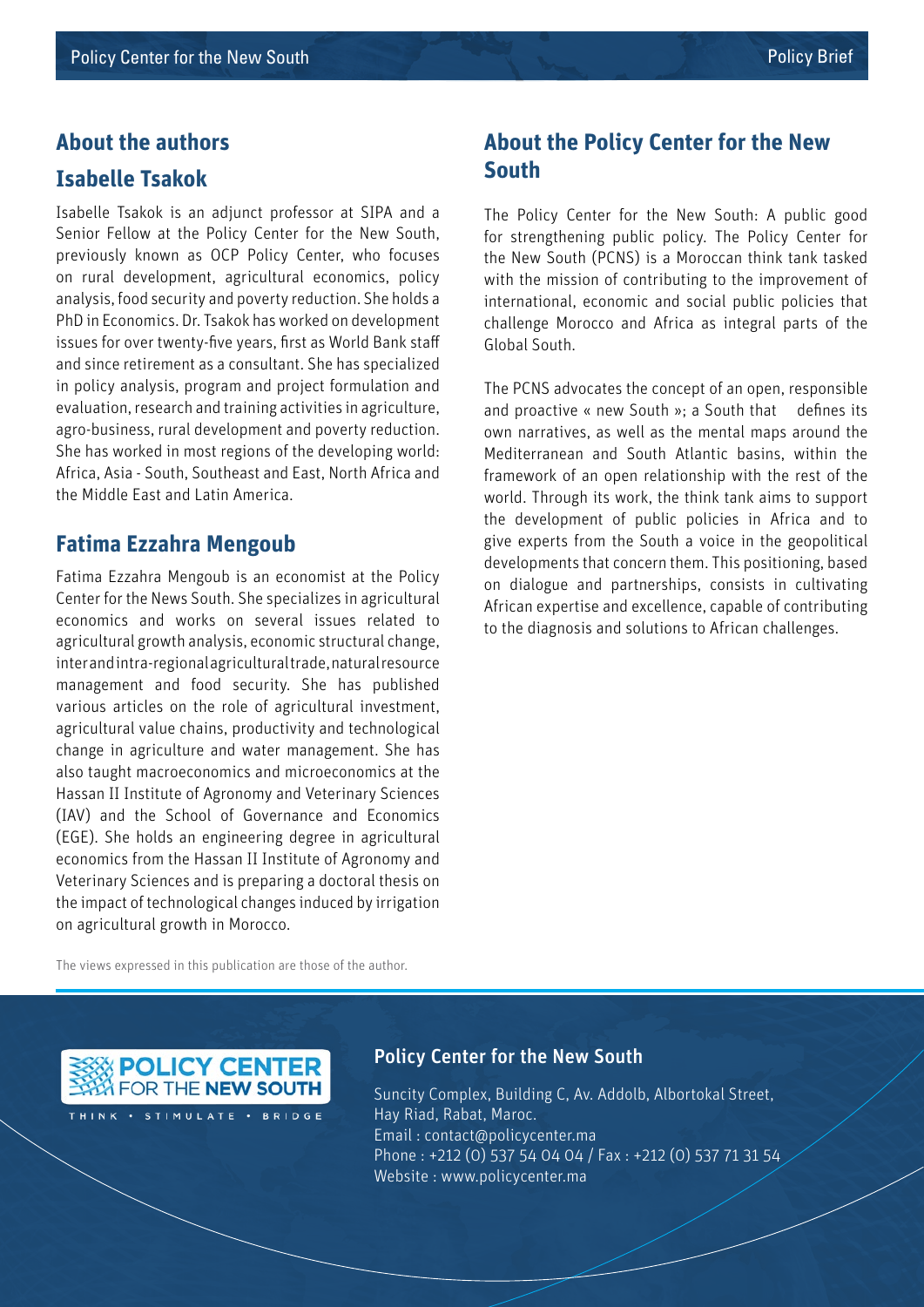## About the authors

### Isabelle Tsakok

Isabelle Tsakok is an adjunct professor at SIPA and a Senior Fellow at the Policy Center for the New South, previously known as OCP Policy Center, who focuses on rural development, agricultural economics, policy analysis, food security and poverty reduction. She holds a PhD in Economics. Dr. Tsakok has worked on development issues for over twenty-five years, first as World Bank staff and since retirement as a consultant. She has specialized in policy analysis, program and project formulation and evaluation, research and training activities in agriculture, agro-business, rural development and poverty reduction. She has worked in most regions of the developing world: Africa, Asia - South, Southeast and East, North Africa and the Middle East and Latin America.

### Fatima Ezzahra Mengoub

Fatima Ezzahra Mengoub is an economist at the Policy Center for the News South. She specializes in agricultural economics and works on several issues related to agricultural growth analysis, economic structural change, inter and intra-regional agricultural trade, natural resource management and food security. She has published various articles on the role of agricultural investment, agricultural value chains, productivity and technological change in agriculture and water management. She has also taught macroeconomics and microeconomics at the Hassan II Institute of Agronomy and Veterinary Sciences (IAV) and the School of Governance and Economics (EGE). She holds an engineering degree in agricultural economics from the Hassan II Institute of Agronomy and Veterinary Sciences and is preparing a doctoral thesis on the impact of technological changes induced by irrigation on agricultural growth in Morocco.

The views expressed in this publication are those of the author.

## About the Policy Center for the New South

The Policy Center for the New South: A public good for strengthening public policy. The Policy Center for the New South (PCNS) is a Moroccan think tank tasked with the mission of contributing to the improvement of international, economic and social public policies that challenge Morocco and Africa as integral parts of the Global South.

The PCNS advocates the concept of an open, responsible and proactive « new South »; a South that defines its own narratives, as well as the mental maps around the Mediterranean and South Atlantic basins, within the framework of an open relationship with the rest of the world. Through its work, the think tank aims to support the development of public policies in Africa and to give experts from the South a voice in the geopolitical developments that concern them. This positioning, based on dialogue and partnerships, consists in cultivating African expertise and excellence, capable of contributing to the diagnosis and solutions to African challenges.

POLICY CENTER FOR THE NEW SOUTH

THINK • STIMULATE • BRIDGE

### Policy Center for the New South

Suncity Complex, Building C, Av. Addolb, Albortokal Street,
Hay Riad, Rabat, Maroc.
Email : contact@policycenter.ma
Phone : +212 (0) 537 54 04 04 / Fax : +212 (0) 537 71 31 54
Website : www.policycenter.ma